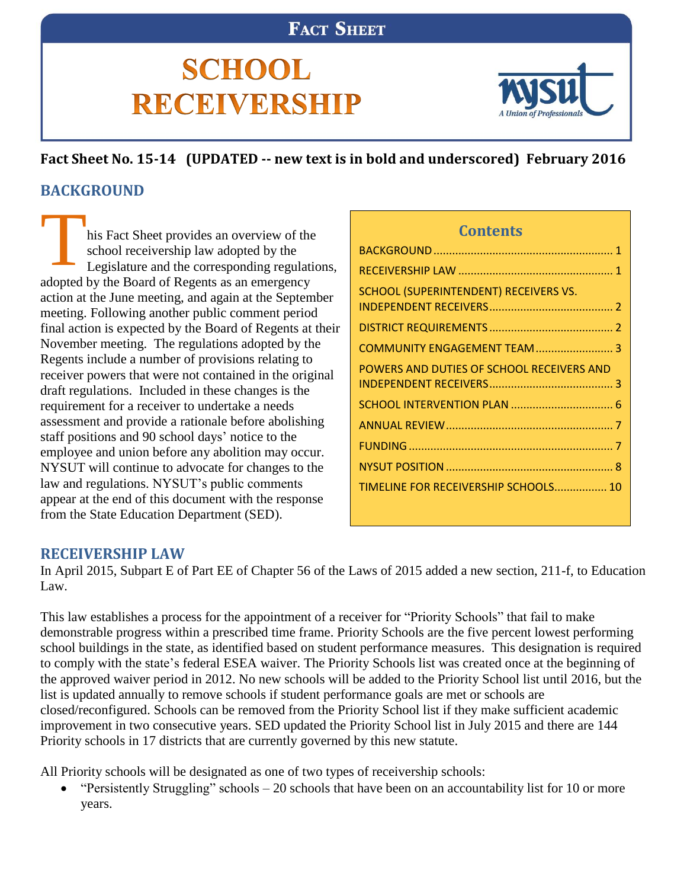# FACT SHEET

# SCHOOL RECEIVERSHIP

NYSUT — A Union of Professionals

**Fact Sheet No. 15-14 (UPDATED -- new text is in bold and underscored) February 2016**

## BACKGROUND

This Fact Sheet provides an overview of the school receivership law adopted by the Legislature and the corresponding regulations, adopted by the Board of Regents as an emergency action at the June meeting, and again at the September meeting. Following another public comment period final action is expected by the Board of Regents at their November meeting. The regulations adopted by the Regents include a number of provisions relating to receiver powers that were not contained in the original draft regulations. Included in these changes is the requirement for a receiver to undertake a needs assessment and provide a rationale before abolishing staff positions and 90 school days' notice to the employee and union before any abolition may occur. NYSUT will continue to advocate for changes to the law and regulations. NYSUT's public comments appear at the end of this document with the response from the State Education Department (SED).

**Contents**

- BACKGROUND .......... 1
- RECEIVERSHIP LAW .......... 1
- SCHOOL (SUPERINTENDENT) RECEIVERS VS. INDEPENDENT RECEIVERS .......... 2
- DISTRICT REQUIREMENTS .......... 2
- COMMUNITY ENGAGEMENT TEAM .......... 3
- POWERS AND DUTIES OF SCHOOL RECEIVERS AND INDEPENDENT RECEIVERS .......... 3
- SCHOOL INTERVENTION PLAN .......... 6
- ANNUAL REVIEW .......... 7
- FUNDING .......... 7
- NYSUT POSITION .......... 8
- TIMELINE FOR RECEIVERSHIP SCHOOLS .......... 10

## RECEIVERSHIP LAW

In April 2015, Subpart E of Part EE of Chapter 56 of the Laws of 2015 added a new section, 211-f, to Education Law.

This law establishes a process for the appointment of a receiver for "Priority Schools" that fail to make demonstrable progress within a prescribed time frame. Priority Schools are the five percent lowest performing school buildings in the state, as identified based on student performance measures. This designation is required to comply with the state's federal ESEA waiver. The Priority Schools list was created once at the beginning of the approved waiver period in 2012. No new schools will be added to the Priority School list until 2016, but the list is updated annually to remove schools if student performance goals are met or schools are closed/reconfigured. Schools can be removed from the Priority School list if they make sufficient academic improvement in two consecutive years. SED updated the Priority School list in July 2015 and there are 144 Priority schools in 17 districts that are currently governed by this new statute.

All Priority schools will be designated as one of two types of receivership schools:

- "Persistently Struggling" schools – 20 schools that have been on an accountability list for 10 or more years.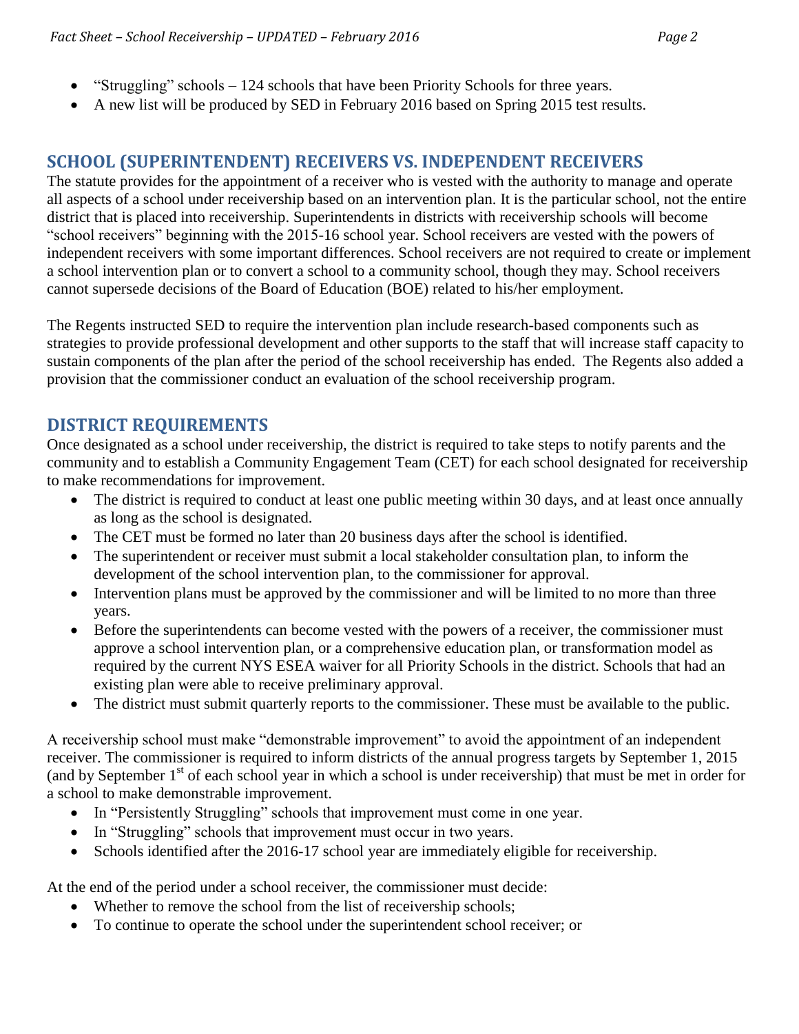- "Struggling" schools – 124 schools that have been Priority Schools for three years.
- A new list will be produced by SED in February 2016 based on Spring 2015 test results.

## SCHOOL (SUPERINTENDENT) RECEIVERS VS. INDEPENDENT RECEIVERS

The statute provides for the appointment of a receiver who is vested with the authority to manage and operate all aspects of a school under receivership based on an intervention plan. It is the particular school, not the entire district that is placed into receivership. Superintendents in districts with receivership schools will become "school receivers" beginning with the 2015-16 school year. School receivers are vested with the powers of independent receivers with some important differences. School receivers are not required to create or implement a school intervention plan or to convert a school to a community school, though they may. School receivers cannot supersede decisions of the Board of Education (BOE) related to his/her employment.

The Regents instructed SED to require the intervention plan include research-based components such as strategies to provide professional development and other supports to the staff that will increase staff capacity to sustain components of the plan after the period of the school receivership has ended. The Regents also added a provision that the commissioner conduct an evaluation of the school receivership program.

## DISTRICT REQUIREMENTS

Once designated as a school under receivership, the district is required to take steps to notify parents and the community and to establish a Community Engagement Team (CET) for each school designated for receivership to make recommendations for improvement.

- The district is required to conduct at least one public meeting within 30 days, and at least once annually as long as the school is designated.
- The CET must be formed no later than 20 business days after the school is identified.
- The superintendent or receiver must submit a local stakeholder consultation plan, to inform the development of the school intervention plan, to the commissioner for approval.
- Intervention plans must be approved by the commissioner and will be limited to no more than three years.
- Before the superintendents can become vested with the powers of a receiver, the commissioner must approve a school intervention plan, or a comprehensive education plan, or transformation model as required by the current NYS ESEA waiver for all Priority Schools in the district. Schools that had an existing plan were able to receive preliminary approval.
- The district must submit quarterly reports to the commissioner. These must be available to the public.

A receivership school must make "demonstrable improvement" to avoid the appointment of an independent receiver. The commissioner is required to inform districts of the annual progress targets by September 1, 2015 (and by September 1st of each school year in which a school is under receivership) that must be met in order for a school to make demonstrable improvement.

- In "Persistently Struggling" schools that improvement must come in one year.
- In "Struggling" schools that improvement must occur in two years.
- Schools identified after the 2016-17 school year are immediately eligible for receivership.

At the end of the period under a school receiver, the commissioner must decide:

- Whether to remove the school from the list of receivership schools;
- To continue to operate the school under the superintendent school receiver; or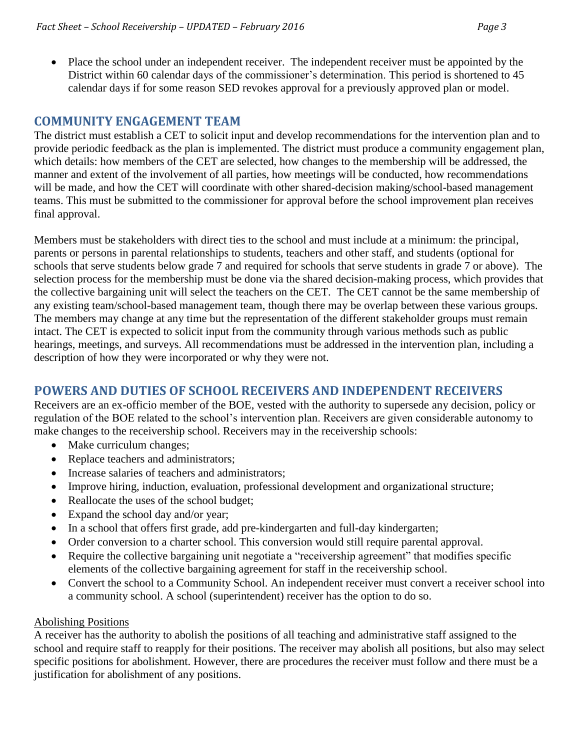- Place the school under an independent receiver. The independent receiver must be appointed by the District within 60 calendar days of the commissioner's determination. This period is shortened to 45 calendar days if for some reason SED revokes approval for a previously approved plan or model.

## COMMUNITY ENGAGEMENT TEAM

The district must establish a CET to solicit input and develop recommendations for the intervention plan and to provide periodic feedback as the plan is implemented. The district must produce a community engagement plan, which details: how members of the CET are selected, how changes to the membership will be addressed, the manner and extent of the involvement of all parties, how meetings will be conducted, how recommendations will be made, and how the CET will coordinate with other shared-decision making/school-based management teams. This must be submitted to the commissioner for approval before the school improvement plan receives final approval.

Members must be stakeholders with direct ties to the school and must include at a minimum: the principal, parents or persons in parental relationships to students, teachers and other staff, and students (optional for schools that serve students below grade 7 and required for schools that serve students in grade 7 or above). The selection process for the membership must be done via the shared decision-making process, which provides that the collective bargaining unit will select the teachers on the CET. The CET cannot be the same membership of any existing team/school-based management team, though there may be overlap between these various groups. The members may change at any time but the representation of the different stakeholder groups must remain intact. The CET is expected to solicit input from the community through various methods such as public hearings, meetings, and surveys. All recommendations must be addressed in the intervention plan, including a description of how they were incorporated or why they were not.

## POWERS AND DUTIES OF SCHOOL RECEIVERS AND INDEPENDENT RECEIVERS

Receivers are an ex-officio member of the BOE, vested with the authority to supersede any decision, policy or regulation of the BOE related to the school's intervention plan. Receivers are given considerable autonomy to make changes to the receivership school. Receivers may in the receivership schools:

- Make curriculum changes;
- Replace teachers and administrators;
- Increase salaries of teachers and administrators;
- Improve hiring, induction, evaluation, professional development and organizational structure;
- Reallocate the uses of the school budget;
- Expand the school day and/or year;
- In a school that offers first grade, add pre-kindergarten and full-day kindergarten;
- Order conversion to a charter school. This conversion would still require parental approval.
- Require the collective bargaining unit negotiate a "receivership agreement" that modifies specific elements of the collective bargaining agreement for staff in the receivership school.
- Convert the school to a Community School. An independent receiver must convert a receiver school into a community school. A school (superintendent) receiver has the option to do so.

<u>Abolishing Positions</u>

A receiver has the authority to abolish the positions of all teaching and administrative staff assigned to the school and require staff to reapply for their positions. The receiver may abolish all positions, but also may select specific positions for abolishment. However, there are procedures the receiver must follow and there must be a justification for abolishment of any positions.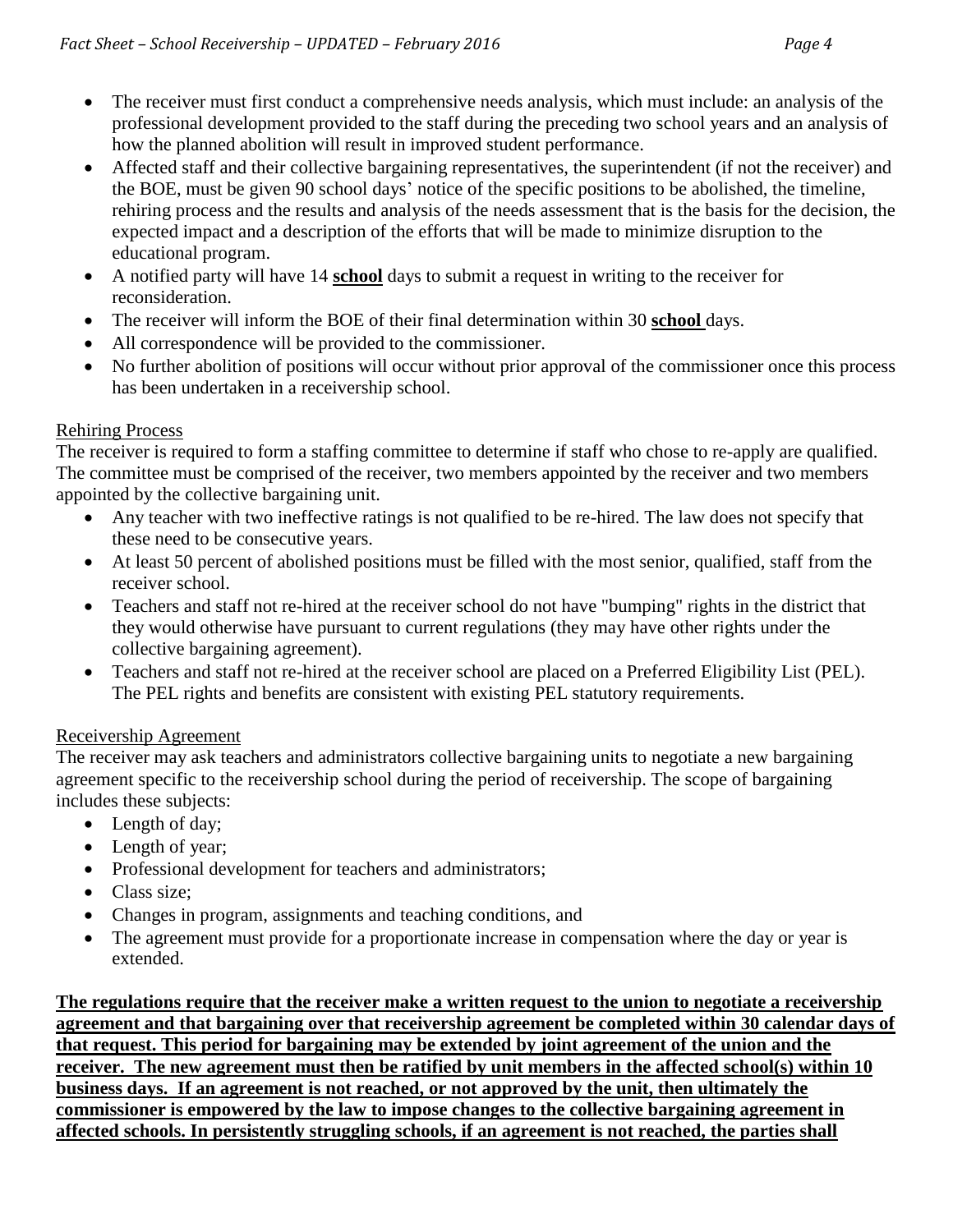- The receiver must first conduct a comprehensive needs analysis, which must include: an analysis of the professional development provided to the staff during the preceding two school years and an analysis of how the planned abolition will result in improved student performance.
- Affected staff and their collective bargaining representatives, the superintendent (if not the receiver) and the BOE, must be given 90 school days' notice of the specific positions to be abolished, the timeline, rehiring process and the results and analysis of the needs assessment that is the basis for the decision, the expected impact and a description of the efforts that will be made to minimize disruption to the educational program.
- A notified party will have 14 <u>**school**</u> days to submit a request in writing to the receiver for reconsideration.
- The receiver will inform the BOE of their final determination within 30 <u>**school**</u> days.
- All correspondence will be provided to the commissioner.
- No further abolition of positions will occur without prior approval of the commissioner once this process has been undertaken in a receivership school.

<u>Rehiring Process</u>

The receiver is required to form a staffing committee to determine if staff who chose to re-apply are qualified. The committee must be comprised of the receiver, two members appointed by the receiver and two members appointed by the collective bargaining unit.

- Any teacher with two ineffective ratings is not qualified to be re-hired. The law does not specify that these need to be consecutive years.
- At least 50 percent of abolished positions must be filled with the most senior, qualified, staff from the receiver school.
- Teachers and staff not re-hired at the receiver school do not have "bumping" rights in the district that they would otherwise have pursuant to current regulations (they may have other rights under the collective bargaining agreement).
- Teachers and staff not re-hired at the receiver school are placed on a Preferred Eligibility List (PEL). The PEL rights and benefits are consistent with existing PEL statutory requirements.

<u>Receivership Agreement</u>

The receiver may ask teachers and administrators collective bargaining units to negotiate a new bargaining agreement specific to the receivership school during the period of receivership. The scope of bargaining includes these subjects:

- Length of day;
- Length of year;
- Professional development for teachers and administrators;
- Class size;
- Changes in program, assignments and teaching conditions, and
- The agreement must provide for a proportionate increase in compensation where the day or year is extended.

<u>**The regulations require that the receiver make a written request to the union to negotiate a receivership agreement and that bargaining over that receivership agreement be completed within 30 calendar days of that request. This period for bargaining may be extended by joint agreement of the union and the receiver. The new agreement must then be ratified by unit members in the affected school(s) within 10 business days. If an agreement is not reached, or not approved by the unit, then ultimately the commissioner is empowered by the law to impose changes to the collective bargaining agreement in affected schools. In persistently struggling schools, if an agreement is not reached, the parties shall**</u>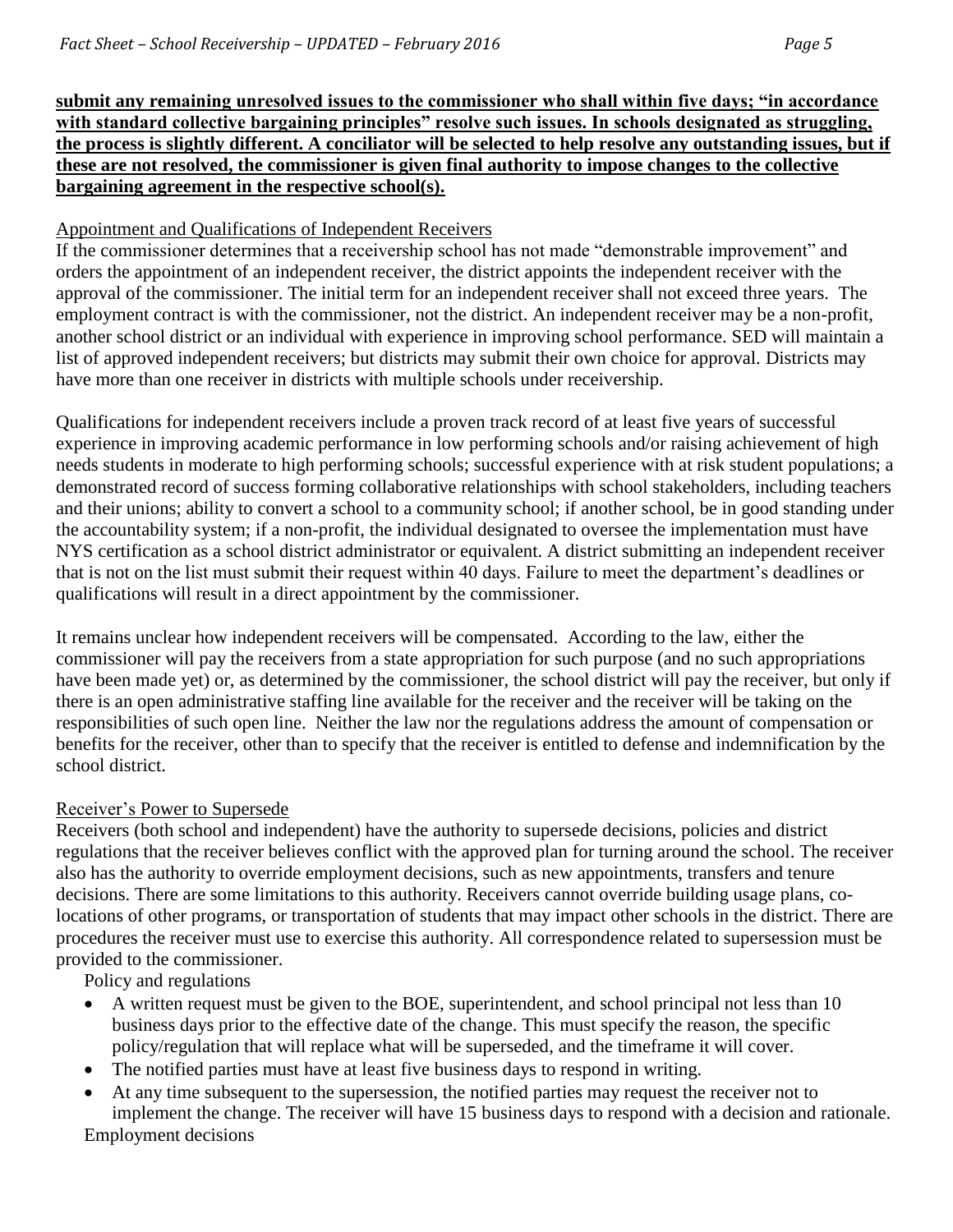**submit any remaining unresolved issues to the commissioner who shall within five days; "in accordance with standard collective bargaining principles" resolve such issues. In schools designated as struggling, the process is slightly different. A conciliator will be selected to help resolve any outstanding issues, but if these are not resolved, the commissioner is given final authority to impose changes to the collective bargaining agreement in the respective school(s).**

Appointment and Qualifications of Independent Receivers

If the commissioner determines that a receivership school has not made "demonstrable improvement" and orders the appointment of an independent receiver, the district appoints the independent receiver with the approval of the commissioner. The initial term for an independent receiver shall not exceed three years. The employment contract is with the commissioner, not the district. An independent receiver may be a non-profit, another school district or an individual with experience in improving school performance. SED will maintain a list of approved independent receivers; but districts may submit their own choice for approval. Districts may have more than one receiver in districts with multiple schools under receivership.

Qualifications for independent receivers include a proven track record of at least five years of successful experience in improving academic performance in low performing schools and/or raising achievement of high needs students in moderate to high performing schools; successful experience with at risk student populations; a demonstrated record of success forming collaborative relationships with school stakeholders, including teachers and their unions; ability to convert a school to a community school; if another school, be in good standing under the accountability system; if a non-profit, the individual designated to oversee the implementation must have NYS certification as a school district administrator or equivalent. A district submitting an independent receiver that is not on the list must submit their request within 40 days. Failure to meet the department's deadlines or qualifications will result in a direct appointment by the commissioner.

It remains unclear how independent receivers will be compensated. According to the law, either the commissioner will pay the receivers from a state appropriation for such purpose (and no such appropriations have been made yet) or, as determined by the commissioner, the school district will pay the receiver, but only if there is an open administrative staffing line available for the receiver and the receiver will be taking on the responsibilities of such open line. Neither the law nor the regulations address the amount of compensation or benefits for the receiver, other than to specify that the receiver is entitled to defense and indemnification by the school district.

Receiver's Power to Supersede

Receivers (both school and independent) have the authority to supersede decisions, policies and district regulations that the receiver believes conflict with the approved plan for turning around the school. The receiver also has the authority to override employment decisions, such as new appointments, transfers and tenure decisions. There are some limitations to this authority. Receivers cannot override building usage plans, co-locations of other programs, or transportation of students that may impact other schools in the district. There are procedures the receiver must use to exercise this authority. All correspondence related to supersession must be provided to the commissioner.

Policy and regulations

- A written request must be given to the BOE, superintendent, and school principal not less than 10 business days prior to the effective date of the change. This must specify the reason, the specific policy/regulation that will replace what will be superseded, and the timeframe it will cover.
- The notified parties must have at least five business days to respond in writing.
- At any time subsequent to the supersession, the notified parties may request the receiver not to implement the change. The receiver will have 15 business days to respond with a decision and rationale.

Employment decisions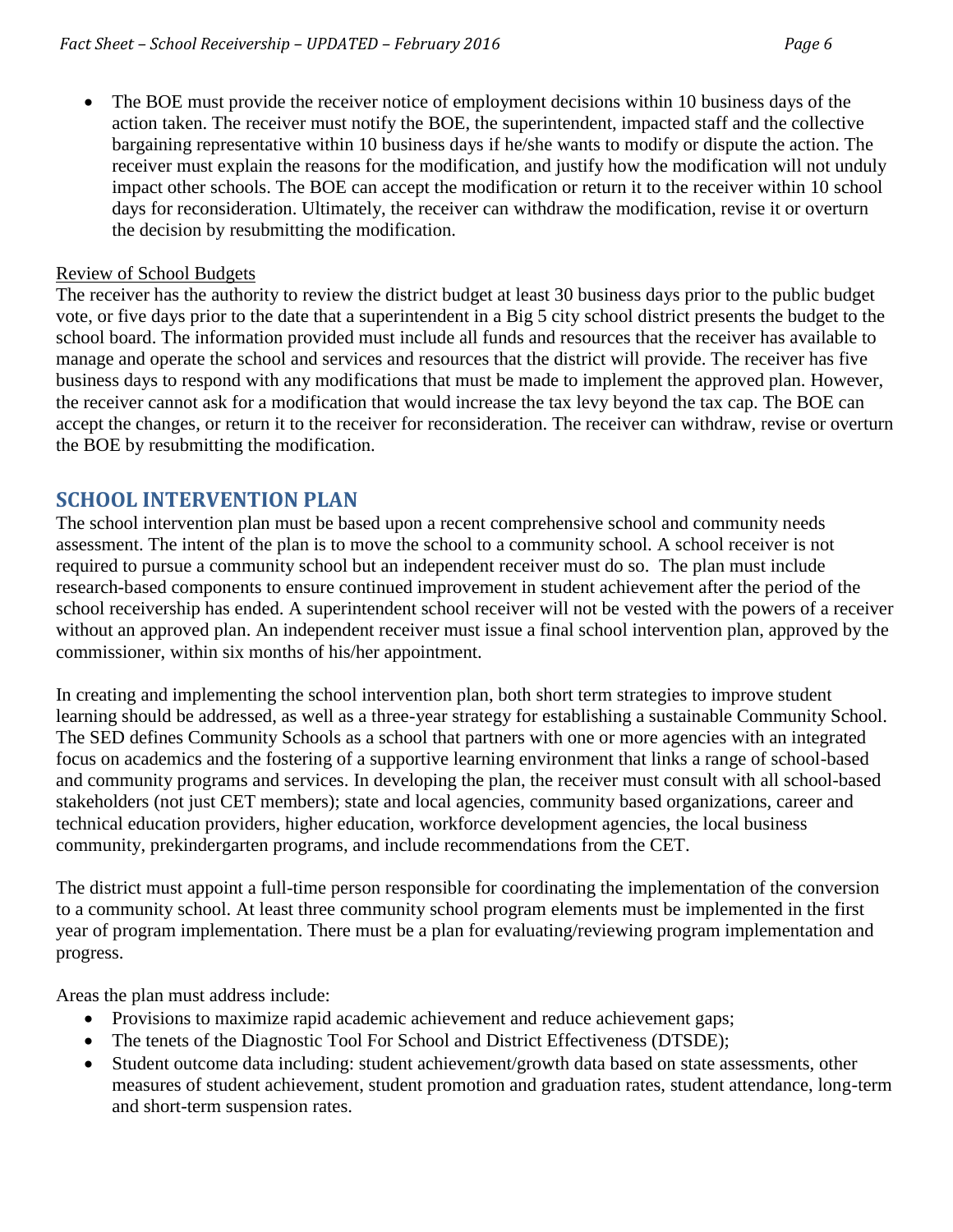- The BOE must provide the receiver notice of employment decisions within 10 business days of the action taken. The receiver must notify the BOE, the superintendent, impacted staff and the collective bargaining representative within 10 business days if he/she wants to modify or dispute the action. The receiver must explain the reasons for the modification, and justify how the modification will not unduly impact other schools. The BOE can accept the modification or return it to the receiver within 10 school days for reconsideration. Ultimately, the receiver can withdraw the modification, revise it or overturn the decision by resubmitting the modification.

<u>Review of School Budgets</u>

The receiver has the authority to review the district budget at least 30 business days prior to the public budget vote, or five days prior to the date that a superintendent in a Big 5 city school district presents the budget to the school board. The information provided must include all funds and resources that the receiver has available to manage and operate the school and services and resources that the district will provide. The receiver has five business days to respond with any modifications that must be made to implement the approved plan. However, the receiver cannot ask for a modification that would increase the tax levy beyond the tax cap. The BOE can accept the changes, or return it to the receiver for reconsideration. The receiver can withdraw, revise or overturn the BOE by resubmitting the modification.

## SCHOOL INTERVENTION PLAN

The school intervention plan must be based upon a recent comprehensive school and community needs assessment. The intent of the plan is to move the school to a community school. A school receiver is not required to pursue a community school but an independent receiver must do so. The plan must include research-based components to ensure continued improvement in student achievement after the period of the school receivership has ended. A superintendent school receiver will not be vested with the powers of a receiver without an approved plan. An independent receiver must issue a final school intervention plan, approved by the commissioner, within six months of his/her appointment.

In creating and implementing the school intervention plan, both short term strategies to improve student learning should be addressed, as well as a three-year strategy for establishing a sustainable Community School. The SED defines Community Schools as a school that partners with one or more agencies with an integrated focus on academics and the fostering of a supportive learning environment that links a range of school-based and community programs and services. In developing the plan, the receiver must consult with all school-based stakeholders (not just CET members); state and local agencies, community based organizations, career and technical education providers, higher education, workforce development agencies, the local business community, prekindergarten programs, and include recommendations from the CET.

The district must appoint a full-time person responsible for coordinating the implementation of the conversion to a community school. At least three community school program elements must be implemented in the first year of program implementation. There must be a plan for evaluating/reviewing program implementation and progress.

Areas the plan must address include:

- Provisions to maximize rapid academic achievement and reduce achievement gaps;
- The tenets of the Diagnostic Tool For School and District Effectiveness (DTSDE);
- Student outcome data including: student achievement/growth data based on state assessments, other measures of student achievement, student promotion and graduation rates, student attendance, long-term and short-term suspension rates.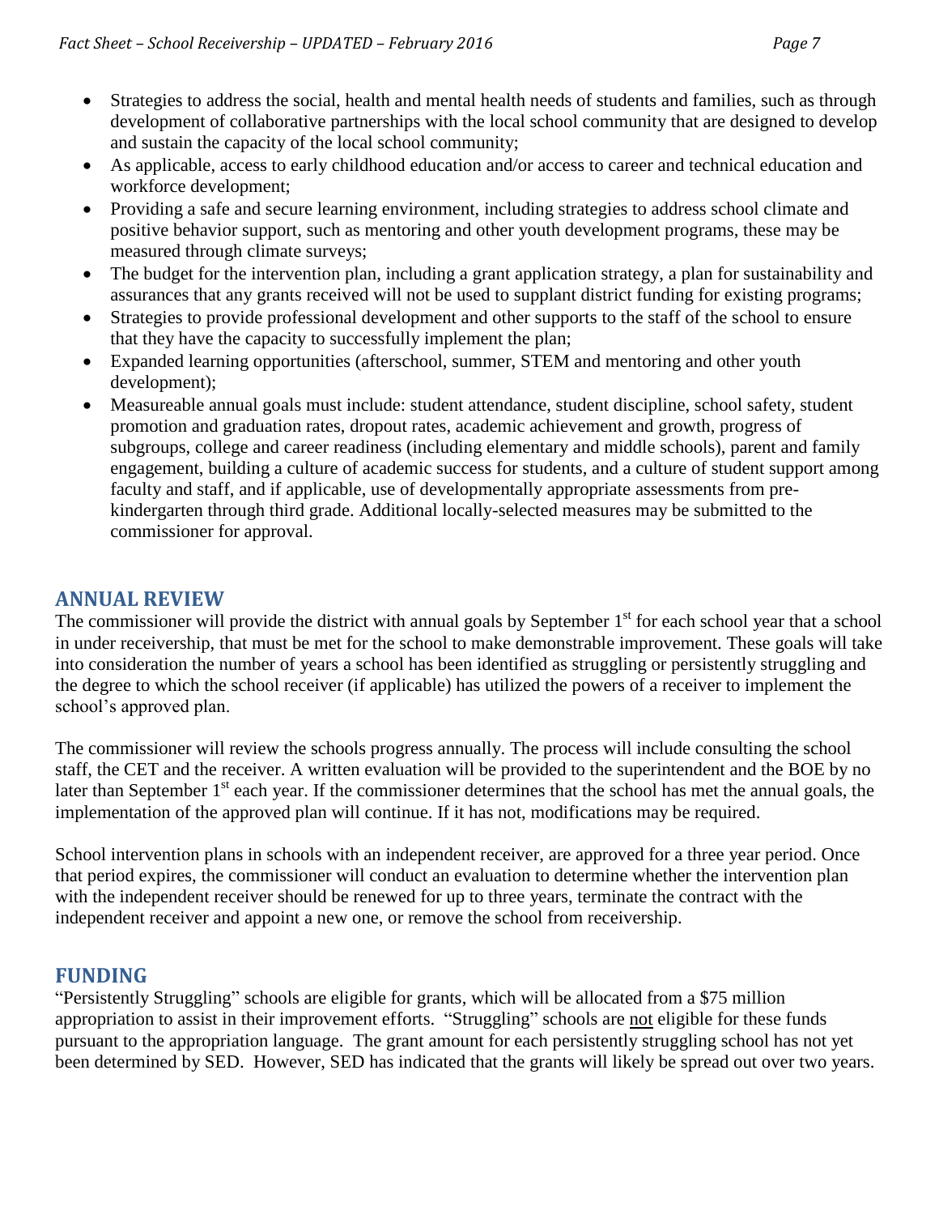- Strategies to address the social, health and mental health needs of students and families, such as through development of collaborative partnerships with the local school community that are designed to develop and sustain the capacity of the local school community;
- As applicable, access to early childhood education and/or access to career and technical education and workforce development;
- Providing a safe and secure learning environment, including strategies to address school climate and positive behavior support, such as mentoring and other youth development programs, these may be measured through climate surveys;
- The budget for the intervention plan, including a grant application strategy, a plan for sustainability and assurances that any grants received will not be used to supplant district funding for existing programs;
- Strategies to provide professional development and other supports to the staff of the school to ensure that they have the capacity to successfully implement the plan;
- Expanded learning opportunities (afterschool, summer, STEM and mentoring and other youth development);
- Measureable annual goals must include: student attendance, student discipline, school safety, student promotion and graduation rates, dropout rates, academic achievement and growth, progress of subgroups, college and career readiness (including elementary and middle schools), parent and family engagement, building a culture of academic success for students, and a culture of student support among faculty and staff, and if applicable, use of developmentally appropriate assessments from pre-kindergarten through third grade. Additional locally-selected measures may be submitted to the commissioner for approval.

## ANNUAL REVIEW

The commissioner will provide the district with annual goals by September 1st for each school year that a school in under receivership, that must be met for the school to make demonstrable improvement. These goals will take into consideration the number of years a school has been identified as struggling or persistently struggling and the degree to which the school receiver (if applicable) has utilized the powers of a receiver to implement the school's approved plan.

The commissioner will review the schools progress annually. The process will include consulting the school staff, the CET and the receiver. A written evaluation will be provided to the superintendent and the BOE by no later than September 1st each year. If the commissioner determines that the school has met the annual goals, the implementation of the approved plan will continue. If it has not, modifications may be required.

School intervention plans in schools with an independent receiver, are approved for a three year period. Once that period expires, the commissioner will conduct an evaluation to determine whether the intervention plan with the independent receiver should be renewed for up to three years, terminate the contract with the independent receiver and appoint a new one, or remove the school from receivership.

## FUNDING

"Persistently Struggling" schools are eligible for grants, which will be allocated from a $75 million appropriation to assist in their improvement efforts. "Struggling" schools are not eligible for these funds pursuant to the appropriation language. The grant amount for each persistently struggling school has not yet been determined by SED. However, SED has indicated that the grants will likely be spread out over two years.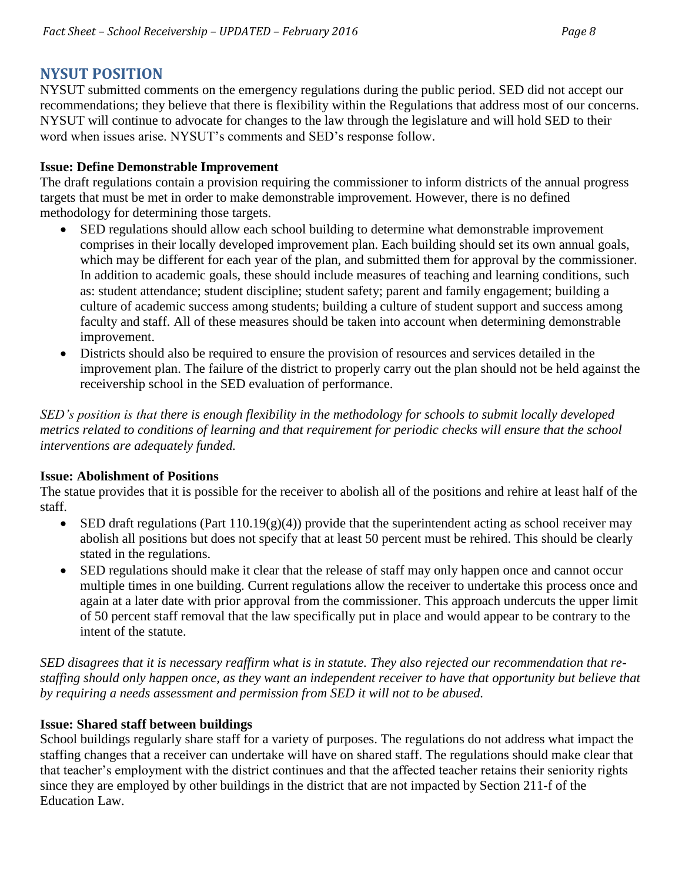## NYSUT POSITION

NYSUT submitted comments on the emergency regulations during the public period. SED did not accept our recommendations; they believe that there is flexibility within the Regulations that address most of our concerns. NYSUT will continue to advocate for changes to the law through the legislature and will hold SED to their word when issues arise. NYSUT's comments and SED's response follow.

**Issue: Define Demonstrable Improvement**

The draft regulations contain a provision requiring the commissioner to inform districts of the annual progress targets that must be met in order to make demonstrable improvement. However, there is no defined methodology for determining those targets.

- SED regulations should allow each school building to determine what demonstrable improvement comprises in their locally developed improvement plan. Each building should set its own annual goals, which may be different for each year of the plan, and submitted them for approval by the commissioner. In addition to academic goals, these should include measures of teaching and learning conditions, such as: student attendance; student discipline; student safety; parent and family engagement; building a culture of academic success among students; building a culture of student support and success among faculty and staff. All of these measures should be taken into account when determining demonstrable improvement.
- Districts should also be required to ensure the provision of resources and services detailed in the improvement plan. The failure of the district to properly carry out the plan should not be held against the receivership school in the SED evaluation of performance.

*SED's position is that there is enough flexibility in the methodology for schools to submit locally developed metrics related to conditions of learning and that requirement for periodic checks will ensure that the school interventions are adequately funded.*

**Issue: Abolishment of Positions**

The statue provides that it is possible for the receiver to abolish all of the positions and rehire at least half of the staff.

- SED draft regulations (Part 110.19(g)(4)) provide that the superintendent acting as school receiver may abolish all positions but does not specify that at least 50 percent must be rehired. This should be clearly stated in the regulations.
- SED regulations should make it clear that the release of staff may only happen once and cannot occur multiple times in one building. Current regulations allow the receiver to undertake this process once and again at a later date with prior approval from the commissioner. This approach undercuts the upper limit of 50 percent staff removal that the law specifically put in place and would appear to be contrary to the intent of the statute.

*SED disagrees that it is necessary reaffirm what is in statute. They also rejected our recommendation that re-staffing should only happen once, as they want an independent receiver to have that opportunity but believe that by requiring a needs assessment and permission from SED it will not to be abused.*

**Issue: Shared staff between buildings**

School buildings regularly share staff for a variety of purposes. The regulations do not address what impact the staffing changes that a receiver can undertake will have on shared staff. The regulations should make clear that that teacher's employment with the district continues and that the affected teacher retains their seniority rights since they are employed by other buildings in the district that are not impacted by Section 211-f of the Education Law.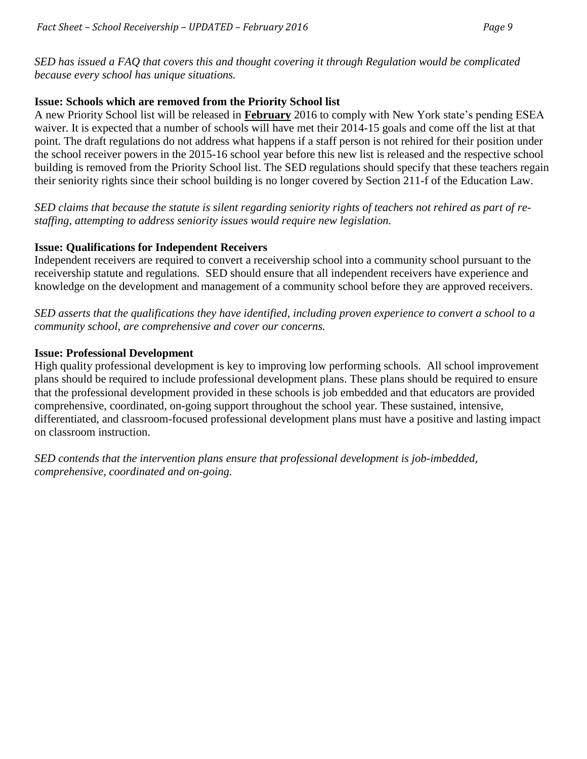*SED has issued a FAQ that covers this and thought covering it through Regulation would be complicated because every school has unique situations.*

**Issue: Schools which are removed from the Priority School list**

A new Priority School list will be released in **February** 2016 to comply with New York state's pending ESEA waiver. It is expected that a number of schools will have met their 2014-15 goals and come off the list at that point. The draft regulations do not address what happens if a staff person is not rehired for their position under the school receiver powers in the 2015-16 school year before this new list is released and the respective school building is removed from the Priority School list. The SED regulations should specify that these teachers regain their seniority rights since their school building is no longer covered by Section 211-f of the Education Law.

*SED claims that because the statute is silent regarding seniority rights of teachers not rehired as part of re-staffing, attempting to address seniority issues would require new legislation.*

**Issue: Qualifications for Independent Receivers**

Independent receivers are required to convert a receivership school into a community school pursuant to the receivership statute and regulations. SED should ensure that all independent receivers have experience and knowledge on the development and management of a community school before they are approved receivers.

*SED asserts that the qualifications they have identified, including proven experience to convert a school to a community school, are comprehensive and cover our concerns.*

**Issue: Professional Development**

High quality professional development is key to improving low performing schools. All school improvement plans should be required to include professional development plans. These plans should be required to ensure that the professional development provided in these schools is job embedded and that educators are provided comprehensive, coordinated, on-going support throughout the school year. These sustained, intensive, differentiated, and classroom-focused professional development plans must have a positive and lasting impact on classroom instruction.

*SED contends that the intervention plans ensure that professional development is job-imbedded, comprehensive, coordinated and on-going.*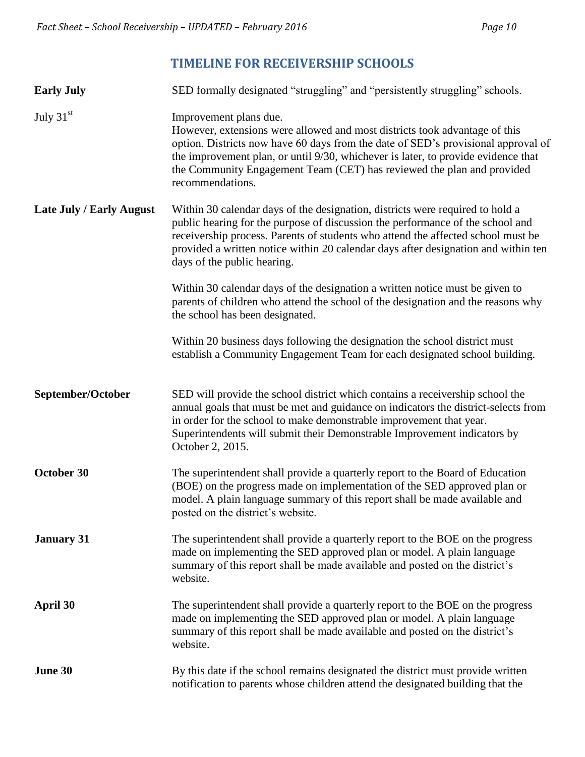## TIMELINE FOR RECEIVERSHIP SCHOOLS

| | |
|---|---|
| **Early July** | SED formally designated "struggling" and "persistently struggling" schools. |
| July 31st | Improvement plans due.<br>However, extensions were allowed and most districts took advantage of this option. Districts now have 60 days from the date of SED's provisional approval of the improvement plan, or until 9/30, whichever is later, to provide evidence that the Community Engagement Team (CET) has reviewed the plan and provided recommendations. |
| **Late July / Early August** | Within 30 calendar days of the designation, districts were required to hold a public hearing for the purpose of discussion the performance of the school and receivership process. Parents of students who attend the affected school must be provided a written notice within 20 calendar days after designation and within ten days of the public hearing.<br><br>Within 30 calendar days of the designation a written notice must be given to parents of children who attend the school of the designation and the reasons why the school has been designated.<br><br>Within 20 business days following the designation the school district must establish a Community Engagement Team for each designated school building. |
| **September/October** | SED will provide the school district which contains a receivership school the annual goals that must be met and guidance on indicators the district-selects from in order for the school to make demonstrable improvement that year. Superintendents will submit their Demonstrable Improvement indicators by October 2, 2015. |
| **October 30** | The superintendent shall provide a quarterly report to the Board of Education (BOE) on the progress made on implementation of the SED approved plan or model. A plain language summary of this report shall be made available and posted on the district's website. |
| **January 31** | The superintendent shall provide a quarterly report to the BOE on the progress made on implementing the SED approved plan or model. A plain language summary of this report shall be made available and posted on the district's website. |
| **April 30** | The superintendent shall provide a quarterly report to the BOE on the progress made on implementing the SED approved plan or model. A plain language summary of this report shall be made available and posted on the district's website. |
| **June 30** | By this date if the school remains designated the district must provide written notification to parents whose children attend the designated building that the |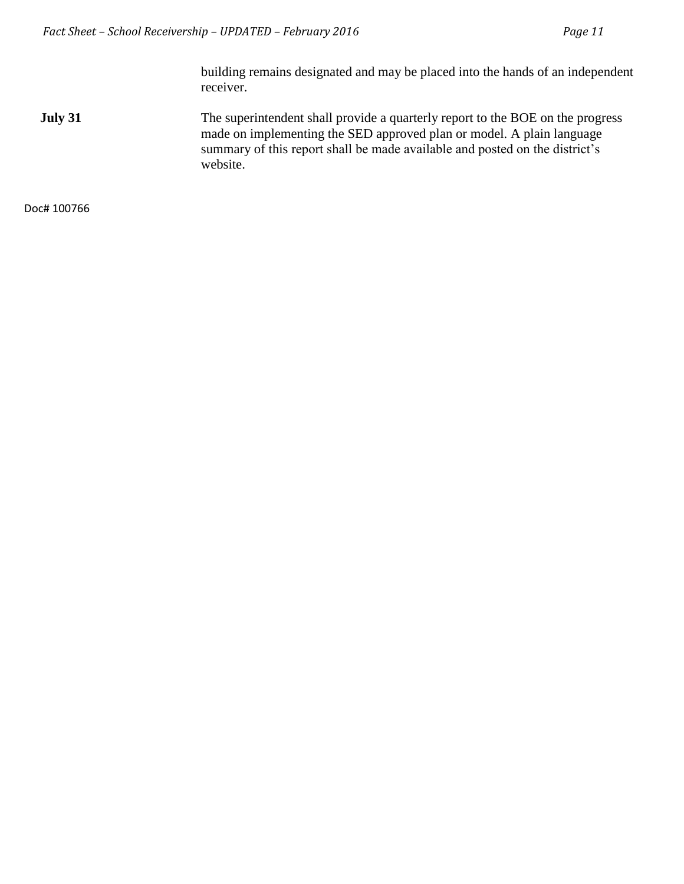| | |
|---|---|
| | building remains designated and may be placed into the hands of an independent receiver. |
| **July 31** | The superintendent shall provide a quarterly report to the BOE on the progress made on implementing the SED approved plan or model. A plain language summary of this report shall be made available and posted on the district's website. |

Doc# 100766